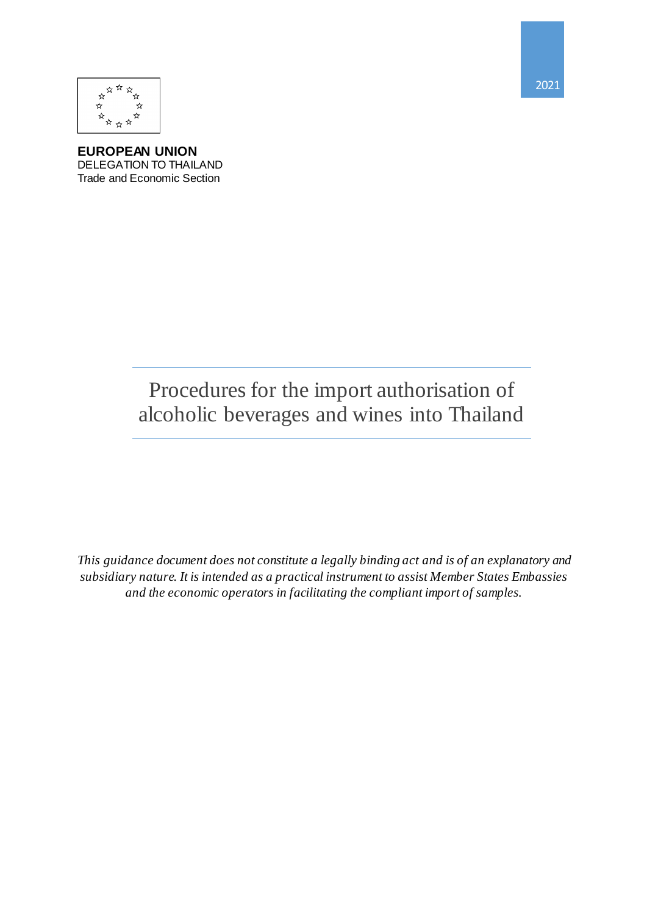2021

**EUROPEAN UNION**
DELEGATION TO THAILAND
Trade and Economic Section

# Procedures for the import authorisation of alcoholic beverages and wines into Thailand

*This guidance document does not constitute a legally binding act and is of an explanatory and subsidiary nature. It is intended as a practical instrument to assist Member States Embassies and the economic operators in facilitating the compliant import of samples.*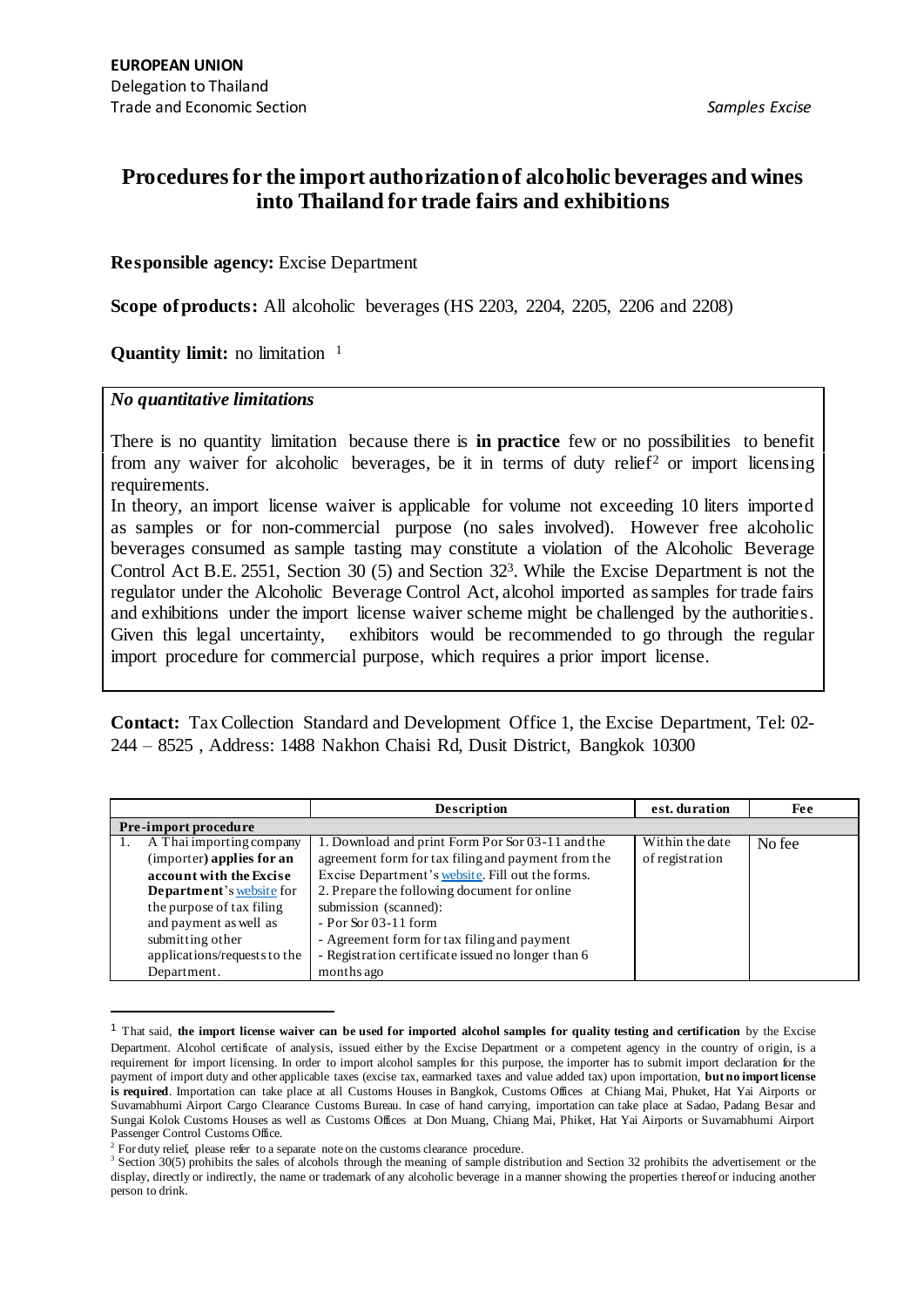**EUROPEAN UNION**
Delegation to Thailand
Trade and Economic Section

*Samples Excise*

# Procedures for the import authorization of alcoholic beverages and wines into Thailand for trade fairs and exhibitions

**Responsible agency:** Excise Department

**Scope of products:** All alcoholic beverages (HS 2203, 2204, 2205, 2206 and 2208)

**Quantity limit:** no limitation [1]

*No quantitative limitations*

There is no quantity limitation because there is **in practice** few or no possibilities to benefit from any waiver for alcoholic beverages, be it in terms of duty relief[2] or import licensing requirements.

In theory, an import license waiver is applicable for volume not exceeding 10 liters imported as samples or for non-commercial purpose (no sales involved). However free alcoholic beverages consumed as sample tasting may constitute a violation of the Alcoholic Beverage Control Act B.E. 2551, Section 30 (5) and Section 32[3]. While the Excise Department is not the regulator under the Alcoholic Beverage Control Act, alcohol imported as samples for trade fairs and exhibitions under the import license waiver scheme might be challenged by the authorities. Given this legal uncertainty, exhibitors would be recommended to go through the regular import procedure for commercial purpose, which requires a prior import license.

**Contact:** Tax Collection Standard and Development Office 1, the Excise Department, Tel: 02-244 – 8525 , Address: 1488 Nakhon Chaisi Rd, Dusit District, Bangkok 10300

| | Description | est. duration | Fee |
|---|---|---|---|
| **Pre-import procedure** | | | |
| 1. A Thai importing company (importer) **applies for an account with the Excise Department**'s website for the purpose of tax filing and payment as well as submitting other applications/requests to the Department. | 1. Download and print Form Por Sor 03-11 and the agreement form for tax filing and payment from the Excise Department's website. Fill out the forms.<br>2. Prepare the following document for online submission (scanned):<br>- Por Sor 03-11 form<br>- Agreement form for tax filing and payment<br>- Registration certificate issued no longer than 6 months ago | Within the date of registration | No fee |

[1] That said, **the import license waiver can be used for imported alcohol samples for quality testing and certification** by the Excise Department. Alcohol certificate of analysis, issued either by the Excise Department or a competent agency in the country of origin, is a requirement for import licensing. In order to import alcohol samples for this purpose, the importer has to submit import declaration for the payment of import duty and other applicable taxes (excise tax, earmarked taxes and value added tax) upon importation, **but no import license is required**. Importation can take place at all Customs Houses in Bangkok, Customs Offices at Chiang Mai, Phuket, Hat Yai Airports or Suvarnabhumi Airport Cargo Clearance Customs Bureau. In case of hand carrying, importation can take place at Sadao, Padang Besar and Sungai Kolok Customs Houses as well as Customs Offices at Don Muang, Chiang Mai, Phiket, Hat Yai Airports or Suvarnabhumi Airport Passenger Control Customs Office.

[2] For duty relief, please refer to a separate note on the customs clearance procedure.

[3] Section 30(5) prohibits the sales of alcohols through the meaning of sample distribution and Section 32 prohibits the advertisement or the display, directly or indirectly, the name or trademark of any alcoholic beverage in a manner showing the properties thereof or inducing another person to drink.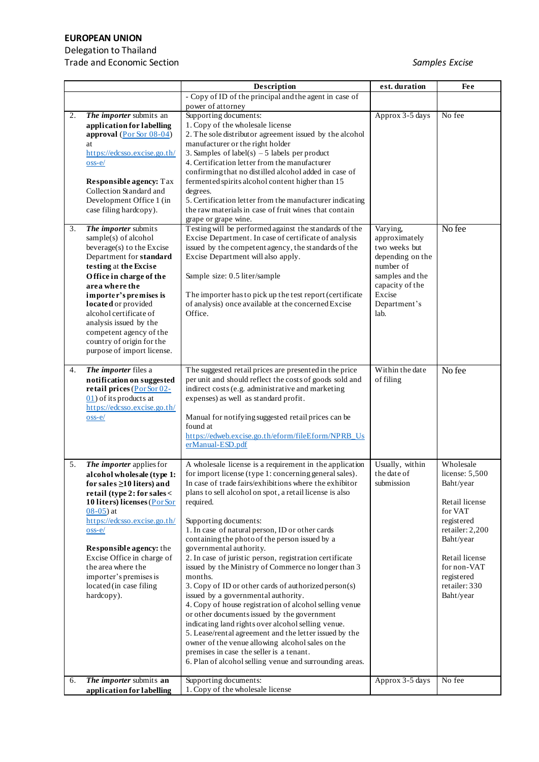**EUROPEAN UNION**
Delegation to Thailand
Trade and Economic Section

*Samples Excise*

| | | Description | est. duration | Fee |
|---|---|---|---|---|
| | | - Copy of ID of the principal and the agent in case of power of attorney | | |
| 2. | ***The importer*** submits an **application for labelling approval** (Por Sor 08-04) at https://edcsso.excise.go.th/oss-e/ <br><br> **Responsible agency:** Tax Collection Standard and Development Office 1 (in case filing hardcopy). | Supporting documents:<br>1. Copy of the wholesale license<br>2. The sole distributor agreement issued by the alcohol manufacturer or the right holder<br>3. Samples of label(s) – 5 labels per product<br>4. Certification letter from the manufacturer confirming that no distilled alcohol added in case of fermented spirits alcohol content higher than 15 degrees.<br>5. Certification letter from the manufacturer indicating the raw materials in case of fruit wines that contain grape or grape wine. | Approx 3-5 days | No fee |
| 3. | ***The importer*** submits sample(s) of alcohol beverage(s) to the Excise Department for **standard testing** at **the Excise Office in charge of the area where the importer's premises is located** or provided alcohol certificate of analysis issued by the competent agency of the country of origin for the purpose of import license. | Testing will be performed against the standards of the Excise Department. In case of certificate of analysis issued by the competent agency, the standards of the Excise Department will also apply.<br><br>Sample size: 0.5 liter/sample<br><br>The importer has to pick up the test report (certificate of analysis) once available at the concerned Excise Office. | Varying, approximately two weeks but depending on the number of samples and the capacity of the Excise Department's lab. | No fee |
| 4. | ***The importer*** files a **notification on suggested retail prices** (Por Sor 02-01) of its products at https://edcsso.excise.go.th/oss-e/ | The suggested retail prices are presented in the price per unit and should reflect the costs of goods sold and indirect costs (e.g. administrative and marketing expenses) as well as standard profit.<br><br>Manual for notifying suggested retail prices can be found at https://edweb.excise.go.th/eform/fileEform/NPRB_UserManual-ESD.pdf | Within the date of filing | No fee |
| 5. | ***The importer*** applies for **alcohol wholesale (type 1: for sales ≥10 liters) and retail (type 2: for sales < 10 liters) licenses** (Por Sor 08-05) at https://edcsso.excise.go.th/oss-e/ <br><br> **Responsible agency:** the Excise Office in charge of the area where the importer's premises is located (in case filing hardcopy). | A wholesale license is a requirement in the application for import license (type 1: concerning general sales). In case of trade fairs/exhibitions where the exhibitor plans to sell alcohol on spot, a retail license is also required.<br><br>Supporting documents:<br>1. In case of natural person, ID or other cards containing the photo of the person issued by a governmental authority.<br>2. In case of juristic person, registration certificate issued by the Ministry of Commerce no longer than 3 months.<br>3. Copy of ID or other cards of authorized person(s) issued by a governmental authority.<br>4. Copy of house registration of alcohol selling venue or other documents issued by the government indicating land rights over alcohol selling venue.<br>5. Lease/rental agreement and the letter issued by the owner of the venue allowing alcohol sales on the premises in case the seller is a tenant.<br>6. Plan of alcohol selling venue and surrounding areas. | Usually, within the date of submission | Wholesale license: 5,500 Baht/year<br><br>Retail license for VAT registered retailer: 2,200 Baht/year<br><br>Retail license for non-VAT registered retailer: 330 Baht/year |
| 6. | ***The importer*** submits **an application for labelling** | Supporting documents:<br>1. Copy of the wholesale license | Approx 3-5 days | No fee |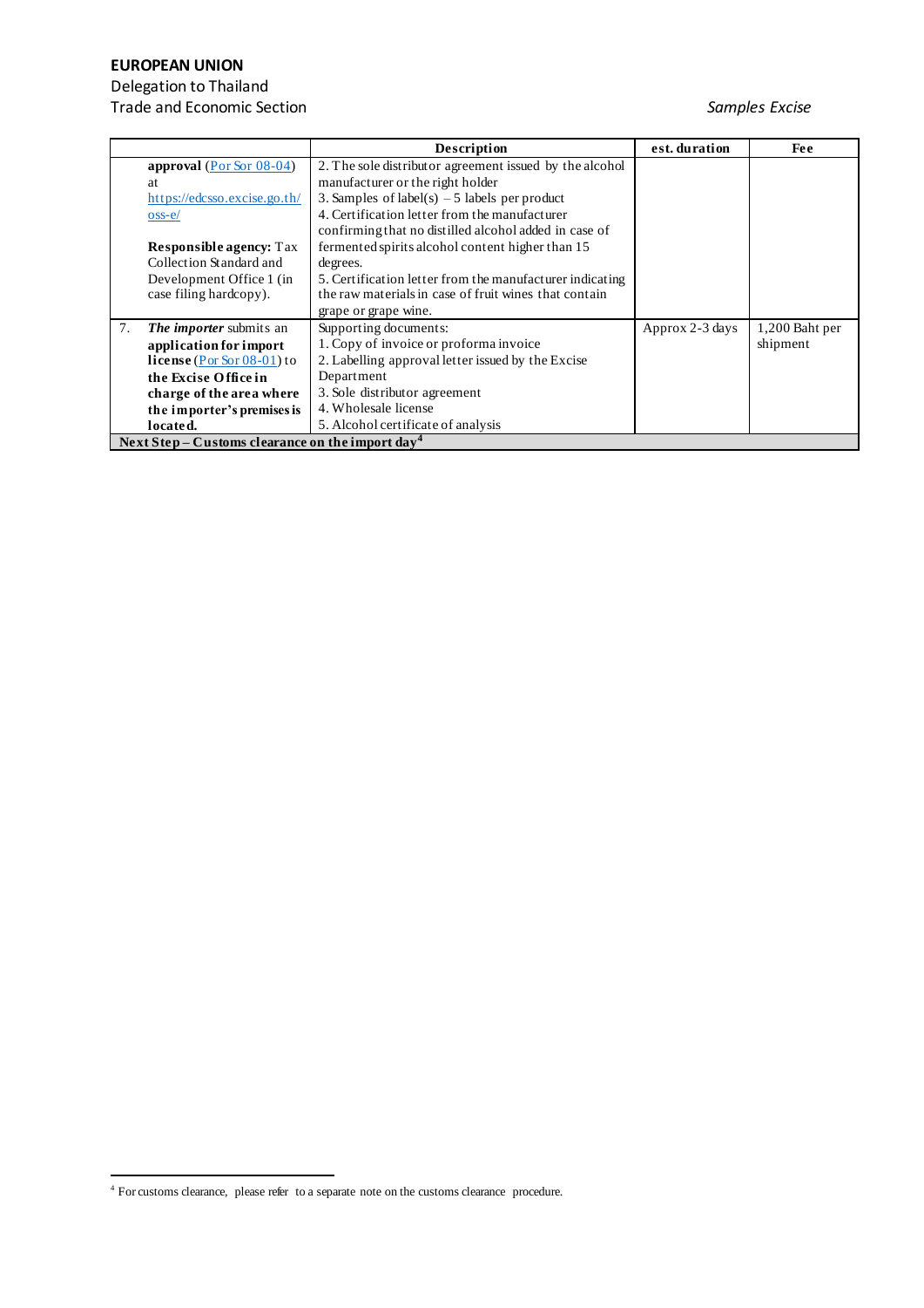| | Description | est. duration | Fee |
|---|---|---|---|
| **approval** (Por Sor 08-04) at https://edcsso.excise.go.th/oss-e/ <br><br> **Responsible agency:** Tax Collection Standard and Development Office 1 (in case filing hardcopy). | 2. The sole distributor agreement issued by the alcohol manufacturer or the right holder <br> 3. Samples of label(s) – 5 labels per product <br> 4. Certification letter from the manufacturer confirming that no distilled alcohol added in case of fermented spirits alcohol content higher than 15 degrees. <br> 5. Certification letter from the manufacturer indicating the raw materials in case of fruit wines that contain grape or grape wine. | | |
| 7. ***The importer*** submits an **application for import license** (Por Sor 08-01) to **the Excise Office in charge of the area where the importer's premises is located.** | Supporting documents: <br> 1. Copy of invoice or proforma invoice <br> 2. Labelling approval letter issued by the Excise Department <br> 3. Sole distributor agreement <br> 4. Wholesale license <br> 5. Alcohol certificate of analysis | Approx 2-3 days | 1,200 Baht per shipment |
| **Next Step – Customs clearance on the import day**[4] | | | |

[4] For customs clearance, please refer to a separate note on the customs clearance procedure.